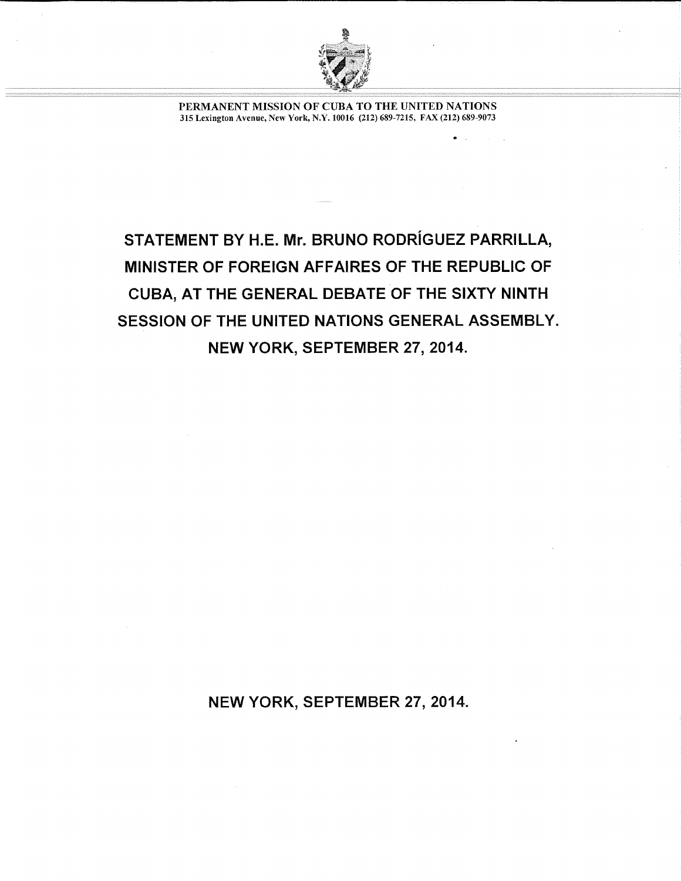PERMANENT MISSION OF CUBA TO THE UNITED NATIONS
315 Lexington Avenue, New York, N.Y. 10016 (212) 689-7215, FAX (212) 689-9073

# STATEMENT BY H.E. Mr. BRUNO RODRÍGUEZ PARRILLA, MINISTER OF FOREIGN AFFAIRES OF THE REPUBLIC OF CUBA, AT THE GENERAL DEBATE OF THE SIXTY NINTH SESSION OF THE UNITED NATIONS GENERAL ASSEMBLY. NEW YORK, SEPTEMBER 27, 2014.

**NEW YORK, SEPTEMBER 27, 2014.**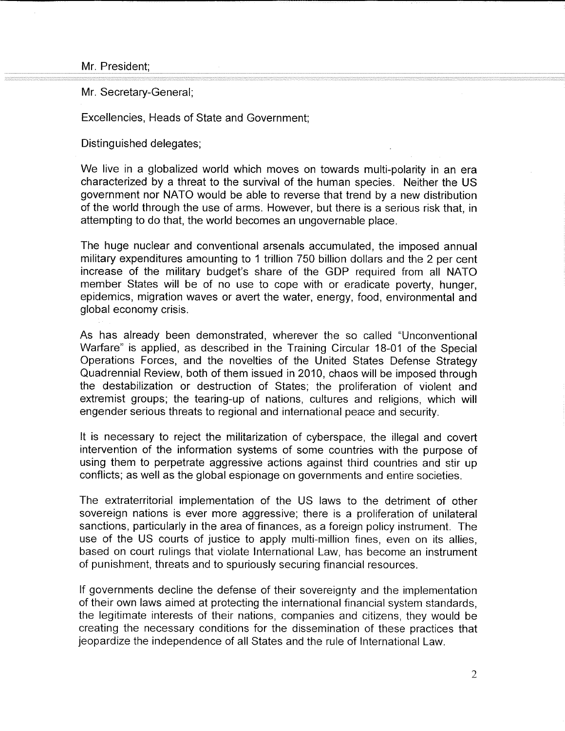Mr. President;

Mr. Secretary-General;

Excellencies, Heads of State and Government;

Distinguished delegates;

We live in a globalized world which moves on towards multi-polarity in an era characterized by a threat to the survival of the human species. Neither the US government nor NATO would be able to reverse that trend by a new distribution of the world through the use of arms. However, but there is a serious risk that, in attempting to do that, the world becomes an ungovernable place.

The huge nuclear and conventional arsenals accumulated, the imposed annual military expenditures amounting to 1 trillion 750 billion dollars and the 2 per cent increase of the military budget's share of the GDP required from all NATO member States will be of no use to cope with or eradicate poverty, hunger, epidemics, migration waves or avert the water, energy, food, environmental and global economy crisis.

As has already been demonstrated, wherever the so called "Unconventional Warfare" is applied, as described in the Training Circular 18-01 of the Special Operations Forces, and the novelties of the United States Defense Strategy Quadrennial Review, both of them issued in 2010, chaos will be imposed through the destabilization or destruction of States; the proliferation of violent and extremist groups; the tearing-up of nations, cultures and religions, which will engender serious threats to regional and international peace and security.

It is necessary to reject the militarization of cyberspace, the illegal and covert intervention of the information systems of some countries with the purpose of using them to perpetrate aggressive actions against third countries and stir up conflicts; as well as the global espionage on governments and entire societies.

The extraterritorial implementation of the US laws to the detriment of other sovereign nations is ever more aggressive; there is a proliferation of unilateral sanctions, particularly in the area of finances, as a foreign policy instrument. The use of the US courts of justice to apply multi-million fines, even on its allies, based on court rulings that violate International Law, has become an instrument of punishment, threats and to spuriously securing financial resources.

If governments decline the defense of their sovereignty and the implementation of their own laws aimed at protecting the international financial system standards, the legitimate interests of their nations, companies and citizens, they would be creating the necessary conditions for the dissemination of these practices that jeopardize the independence of all States and the rule of International Law.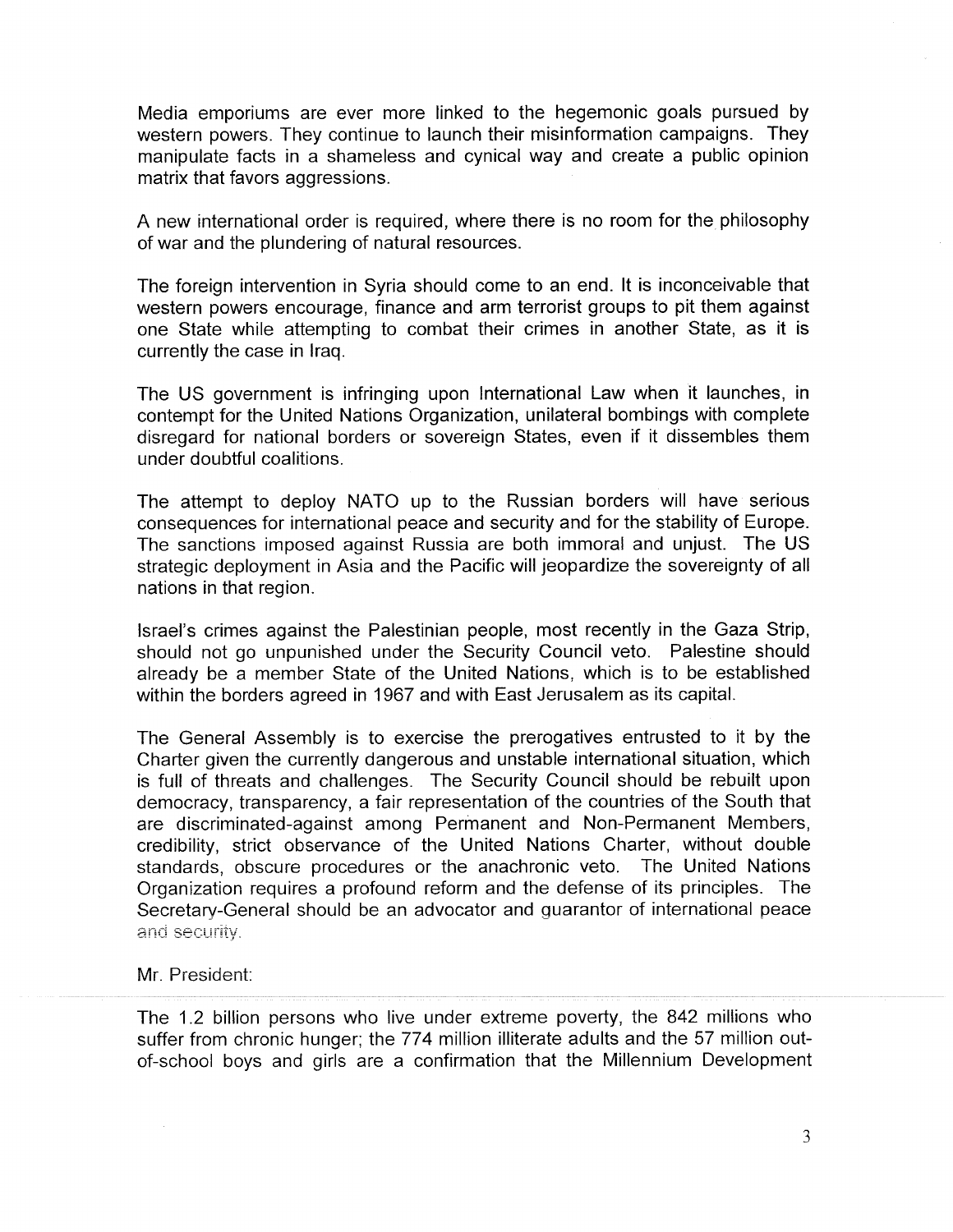Media emporiums are ever more linked to the hegemonic goals pursued by western powers. They continue to launch their misinformation campaigns. They manipulate facts in a shameless and cynical way and create a public opinion matrix that favors aggressions.

A new international order is required, where there is no room for the philosophy of war and the plundering of natural resources.

The foreign intervention in Syria should come to an end. It is inconceivable that western powers encourage, finance and arm terrorist groups to pit them against one State while attempting to combat their crimes in another State, as it is currently the case in Iraq.

The US government is infringing upon International Law when it launches, in contempt for the United Nations Organization, unilateral bombings with complete disregard for national borders or sovereign States, even if it dissembles them under doubtful coalitions.

The attempt to deploy NATO up to the Russian borders will have serious consequences for international peace and security and for the stability of Europe. The sanctions imposed against Russia are both immoral and unjust. The US strategic deployment in Asia and the Pacific will jeopardize the sovereignty of all nations in that region.

Israel's crimes against the Palestinian people, most recently in the Gaza Strip, should not go unpunished under the Security Council veto. Palestine should already be a member State of the United Nations, which is to be established within the borders agreed in 1967 and with East Jerusalem as its capital.

The General Assembly is to exercise the prerogatives entrusted to it by the Charter given the currently dangerous and unstable international situation, which is full of threats and challenges. The Security Council should be rebuilt upon democracy, transparency, a fair representation of the countries of the South that are discriminated-against among Permanent and Non-Permanent Members, credibility, strict observance of the United Nations Charter, without double standards, obscure procedures or the anachronic veto. The United Nations Organization requires a profound reform and the defense of its principles. The Secretary-General should be an advocator and guarantor of international peace and security.

Mr. President:

The 1.2 billion persons who live under extreme poverty, the 842 millions who suffer from chronic hunger; the 774 million illiterate adults and the 57 million out-of-school boys and girls are a confirmation that the Millennium Development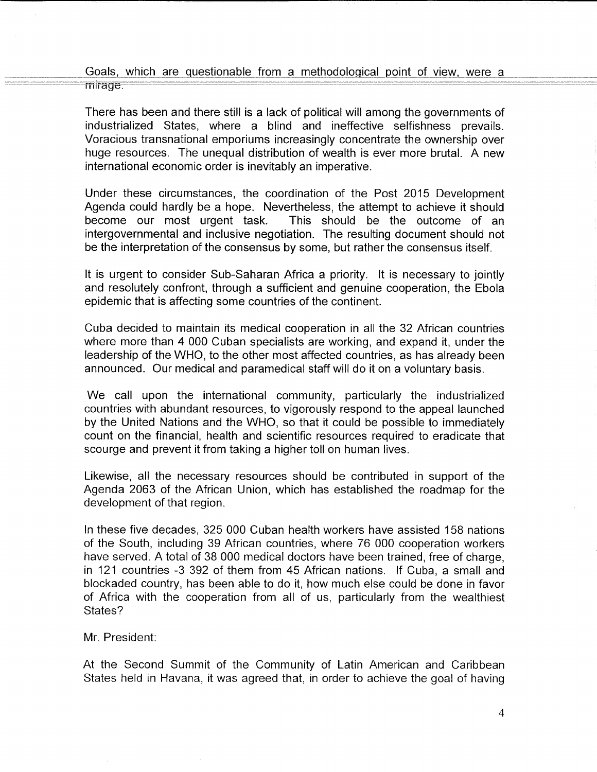Goals, which are questionable from a methodological point of view, were a mirage.

There has been and there still is a lack of political will among the governments of industrialized States, where a blind and ineffective selfishness prevails. Voracious transnational emporiums increasingly concentrate the ownership over huge resources. The unequal distribution of wealth is ever more brutal. A new international economic order is inevitably an imperative.

Under these circumstances, the coordination of the Post 2015 Development Agenda could hardly be a hope. Nevertheless, the attempt to achieve it should become our most urgent task. This should be the outcome of an intergovernmental and inclusive negotiation. The resulting document should not be the interpretation of the consensus by some, but rather the consensus itself.

It is urgent to consider Sub-Saharan Africa a priority. It is necessary to jointly and resolutely confront, through a sufficient and genuine cooperation, the Ebola epidemic that is affecting some countries of the continent.

Cuba decided to maintain its medical cooperation in all the 32 African countries where more than 4 000 Cuban specialists are working, and expand it, under the leadership of the WHO, to the other most affected countries, as has already been announced. Our medical and paramedical staff will do it on a voluntary basis.

We call upon the international community, particularly the industrialized countries with abundant resources, to vigorously respond to the appeal launched by the United Nations and the WHO, so that it could be possible to immediately count on the financial, health and scientific resources required to eradicate that scourge and prevent it from taking a higher toll on human lives.

Likewise, all the necessary resources should be contributed in support of the Agenda 2063 of the African Union, which has established the roadmap for the development of that region.

In these five decades, 325 000 Cuban health workers have assisted 158 nations of the South, including 39 African countries, where 76 000 cooperation workers have served. A total of 38 000 medical doctors have been trained, free of charge, in 121 countries -3 392 of them from 45 African nations. If Cuba, a small and blockaded country, has been able to do it, how much else could be done in favor of Africa with the cooperation from all of us, particularly from the wealthiest States?

Mr. President:

At the Second Summit of the Community of Latin American and Caribbean States held in Havana, it was agreed that, in order to achieve the goal of having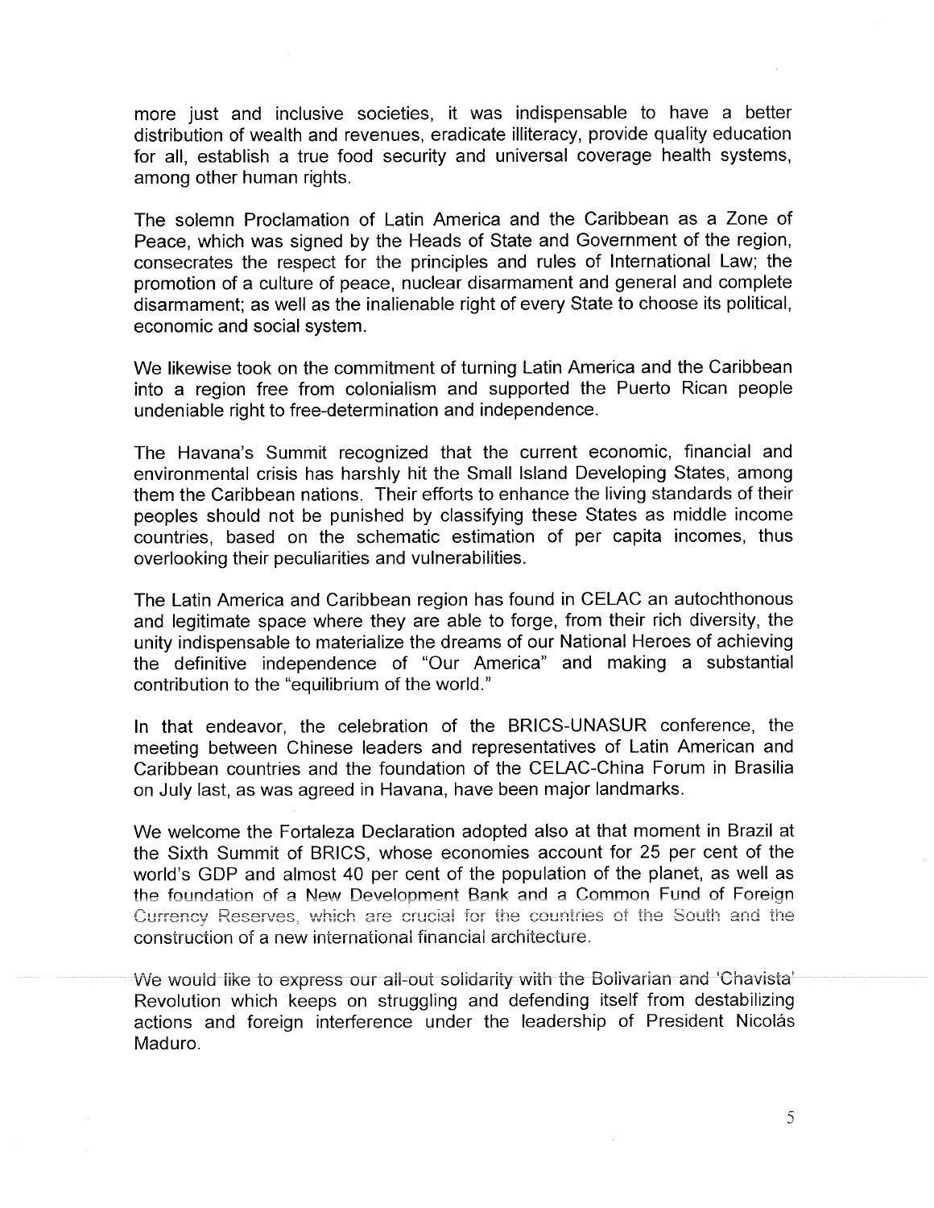more just and inclusive societies, it was indispensable to have a better distribution of wealth and revenues, eradicate illiteracy, provide quality education for all, establish a true food security and universal coverage health systems, among other human rights.

The solemn Proclamation of Latin America and the Caribbean as a Zone of Peace, which was signed by the Heads of State and Government of the region, consecrates the respect for the principles and rules of International Law; the promotion of a culture of peace, nuclear disarmament and general and complete disarmament; as well as the inalienable right of every State to choose its political, economic and social system.

We likewise took on the commitment of turning Latin America and the Caribbean into a region free from colonialism and supported the Puerto Rican people undeniable right to free-determination and independence.

The Havana's Summit recognized that the current economic, financial and environmental crisis has harshly hit the Small Island Developing States, among them the Caribbean nations. Their efforts to enhance the living standards of their peoples should not be punished by classifying these States as middle income countries, based on the schematic estimation of per capita incomes, thus overlooking their peculiarities and vulnerabilities.

The Latin America and Caribbean region has found in CELAC an autochthonous and legitimate space where they are able to forge, from their rich diversity, the unity indispensable to materialize the dreams of our National Heroes of achieving the definitive independence of "Our America" and making a substantial contribution to the "equilibrium of the world."

In that endeavor, the celebration of the BRICS-UNASUR conference, the meeting between Chinese leaders and representatives of Latin American and Caribbean countries and the foundation of the CELAC-China Forum in Brasilia on July last, as was agreed in Havana, have been major landmarks.

We welcome the Fortaleza Declaration adopted also at that moment in Brazil at the Sixth Summit of BRICS, whose economies account for 25 per cent of the world's GDP and almost 40 per cent of the population of the planet, as well as the foundation of a New Development Bank and a Common Fund of Foreign Currency Reserves, which are crucial for the countries of the South and the construction of a new international financial architecture.

We would like to express our all-out solidarity with the Bolivarian and 'Chavista' Revolution which keeps on struggling and defending itself from destabilizing actions and foreign interference under the leadership of President Nicolás Maduro.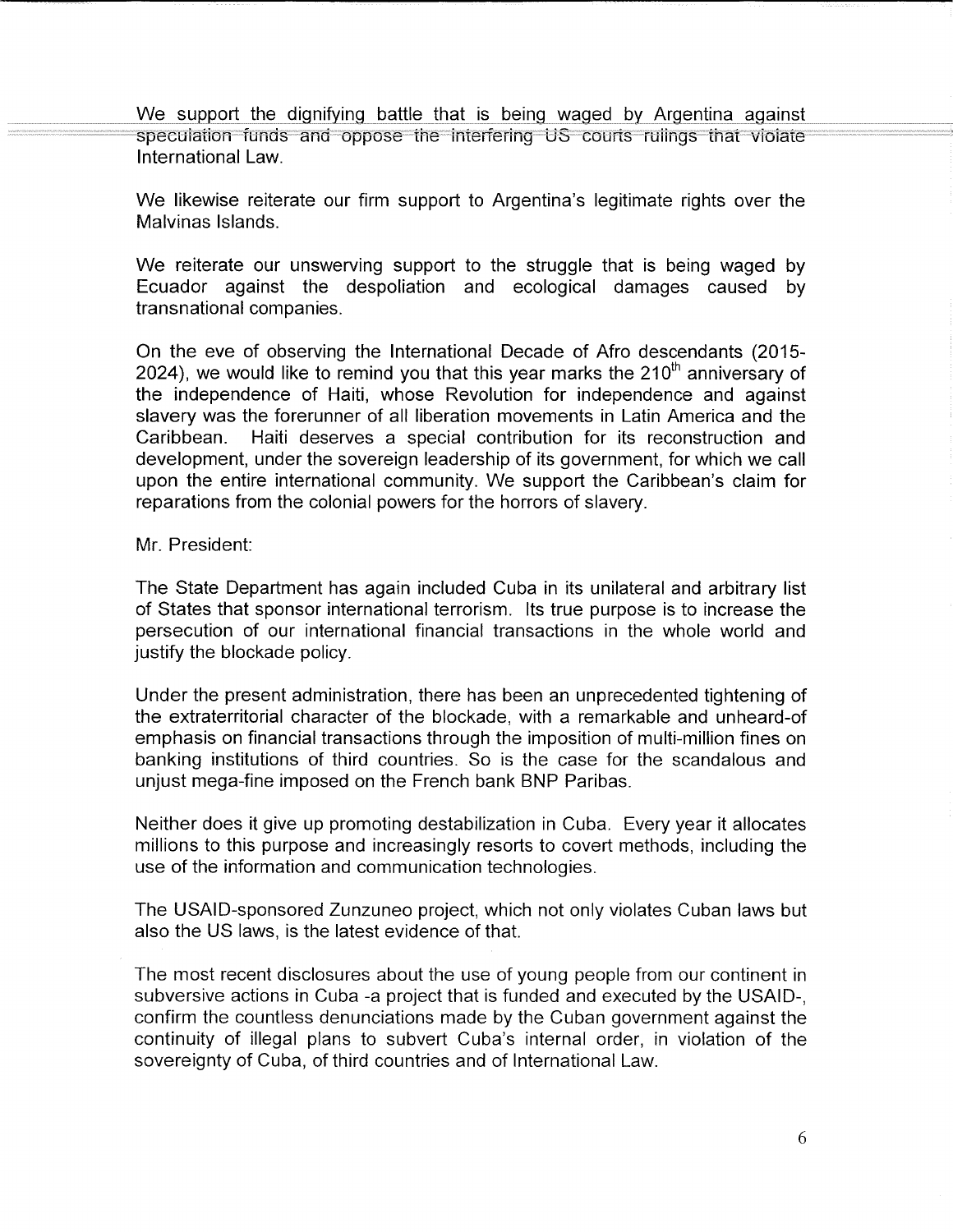We support the dignifying battle that is being waged by Argentina against speculation funds and oppose the interfering US courts rulings that violate International Law.

We likewise reiterate our firm support to Argentina's legitimate rights over the Malvinas Islands.

We reiterate our unswerving support to the struggle that is being waged by Ecuador against the despoliation and ecological damages caused by transnational companies.

On the eve of observing the International Decade of Afro descendants (2015-2024), we would like to remind you that this year marks the 210th anniversary of the independence of Haiti, whose Revolution for independence and against slavery was the forerunner of all liberation movements in Latin America and the Caribbean. Haiti deserves a special contribution for its reconstruction and development, under the sovereign leadership of its government, for which we call upon the entire international community. We support the Caribbean's claim for reparations from the colonial powers for the horrors of slavery.

Mr. President:

The State Department has again included Cuba in its unilateral and arbitrary list of States that sponsor international terrorism. Its true purpose is to increase the persecution of our international financial transactions in the whole world and justify the blockade policy.

Under the present administration, there has been an unprecedented tightening of the extraterritorial character of the blockade, with a remarkable and unheard-of emphasis on financial transactions through the imposition of multi-million fines on banking institutions of third countries. So is the case for the scandalous and unjust mega-fine imposed on the French bank BNP Paribas.

Neither does it give up promoting destabilization in Cuba. Every year it allocates millions to this purpose and increasingly resorts to covert methods, including the use of the information and communication technologies.

The USAID-sponsored Zunzuneo project, which not only violates Cuban laws but also the US laws, is the latest evidence of that.

The most recent disclosures about the use of young people from our continent in subversive actions in Cuba -a project that is funded and executed by the USAID-, confirm the countless denunciations made by the Cuban government against the continuity of illegal plans to subvert Cuba's internal order, in violation of the sovereignty of Cuba, of third countries and of International Law.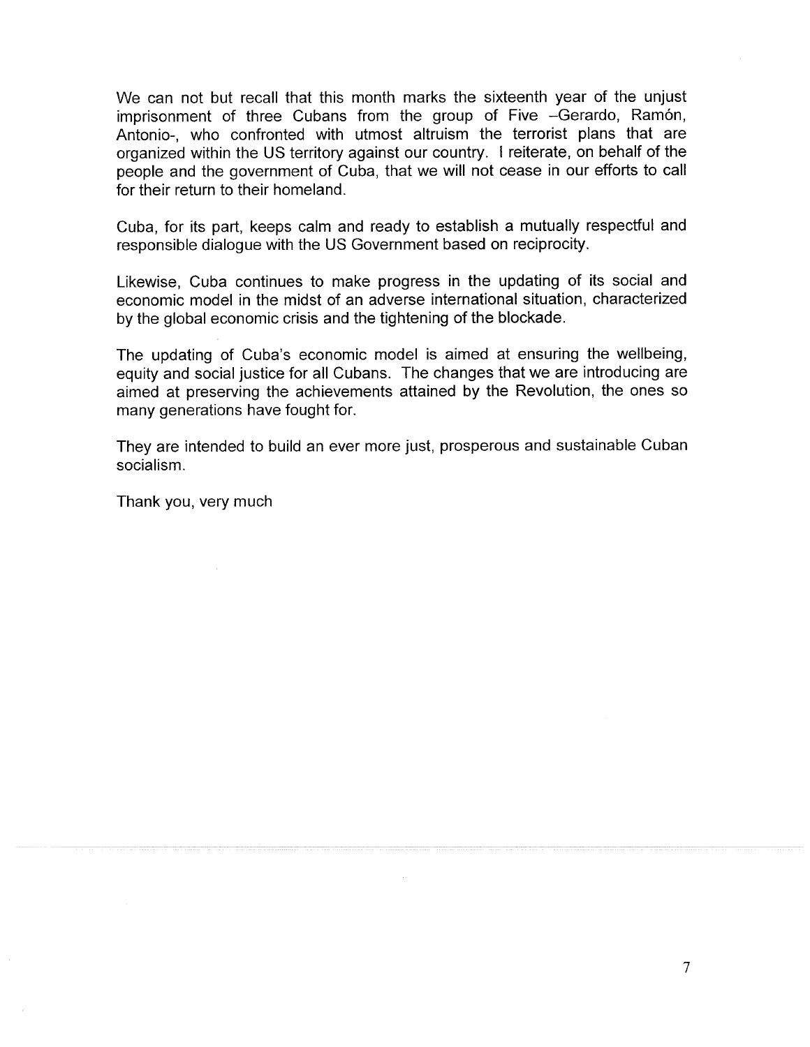We can not but recall that this month marks the sixteenth year of the unjust imprisonment of three Cubans from the group of Five –Gerardo, Ramón, Antonio-, who confronted with utmost altruism the terrorist plans that are organized within the US territory against our country. I reiterate, on behalf of the people and the government of Cuba, that we will not cease in our efforts to call for their return to their homeland.

Cuba, for its part, keeps calm and ready to establish a mutually respectful and responsible dialogue with the US Government based on reciprocity.

Likewise, Cuba continues to make progress in the updating of its social and economic model in the midst of an adverse international situation, characterized by the global economic crisis and the tightening of the blockade.

The updating of Cuba's economic model is aimed at ensuring the wellbeing, equity and social justice for all Cubans. The changes that we are introducing are aimed at preserving the achievements attained by the Revolution, the ones so many generations have fought for.

They are intended to build an ever more just, prosperous and sustainable Cuban socialism.

Thank you, very much